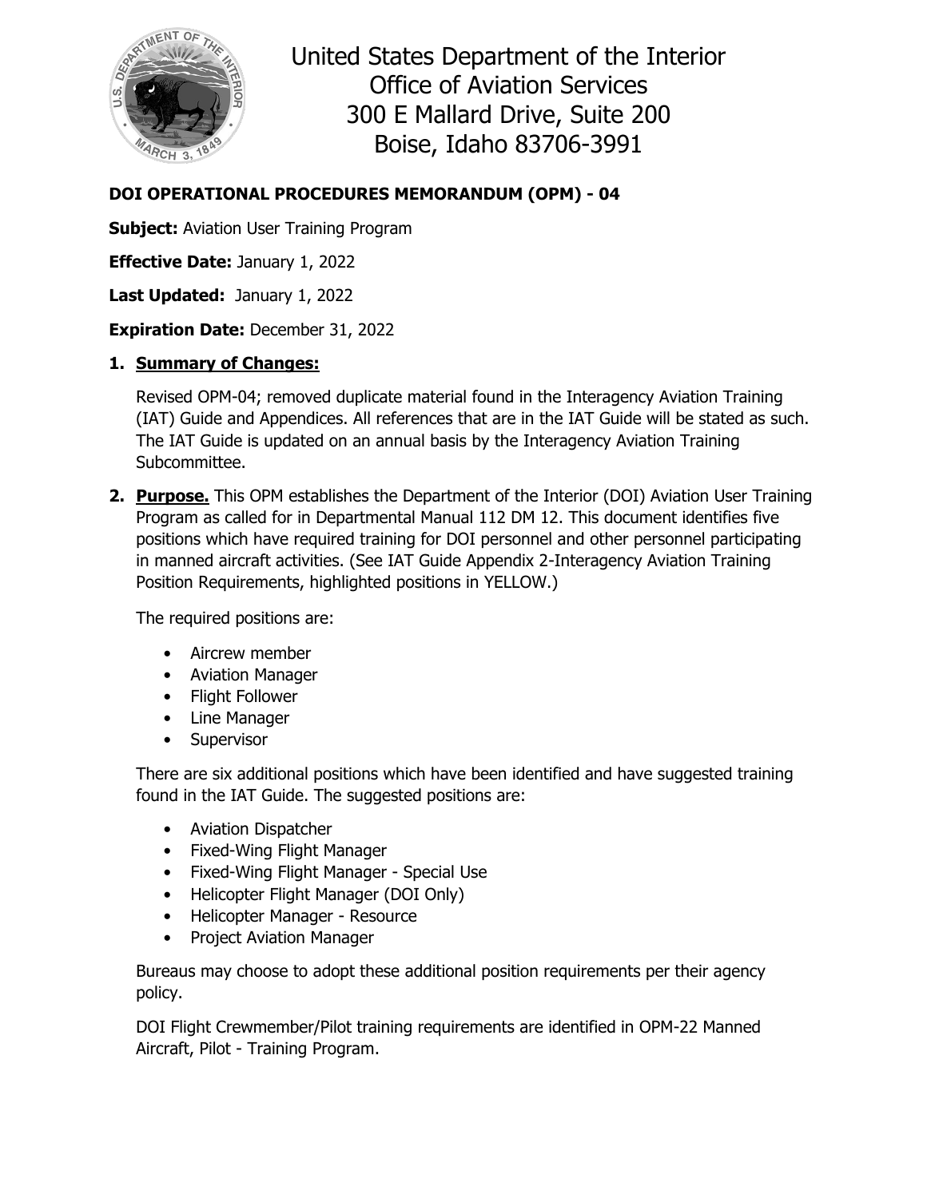United States Department of the Interior
Office of Aviation Services
300 E Mallard Drive, Suite 200
Boise, Idaho 83706-3991

**DOI OPERATIONAL PROCEDURES MEMORANDUM (OPM) - 04**

**Subject:** Aviation User Training Program

**Effective Date:** January 1, 2022

**Last Updated:** January 1, 2022

**Expiration Date:** December 31, 2022

1. **Summary of Changes:**

   Revised OPM-04; removed duplicate material found in the Interagency Aviation Training (IAT) Guide and Appendices. All references that are in the IAT Guide will be stated as such. The IAT Guide is updated on an annual basis by the Interagency Aviation Training Subcommittee.

2. **Purpose.** This OPM establishes the Department of the Interior (DOI) Aviation User Training Program as called for in Departmental Manual 112 DM 12. This document identifies five positions which have required training for DOI personnel and other personnel participating in manned aircraft activities. (See IAT Guide Appendix 2-Interagency Aviation Training Position Requirements, highlighted positions in YELLOW.)

   The required positions are:

   - Aircrew member
   - Aviation Manager
   - Flight Follower
   - Line Manager
   - Supervisor

   There are six additional positions which have been identified and have suggested training found in the IAT Guide. The suggested positions are:

   - Aviation Dispatcher
   - Fixed-Wing Flight Manager
   - Fixed-Wing Flight Manager - Special Use
   - Helicopter Flight Manager (DOI Only)
   - Helicopter Manager - Resource
   - Project Aviation Manager

   Bureaus may choose to adopt these additional position requirements per their agency policy.

   DOI Flight Crewmember/Pilot training requirements are identified in OPM-22 Manned Aircraft, Pilot - Training Program.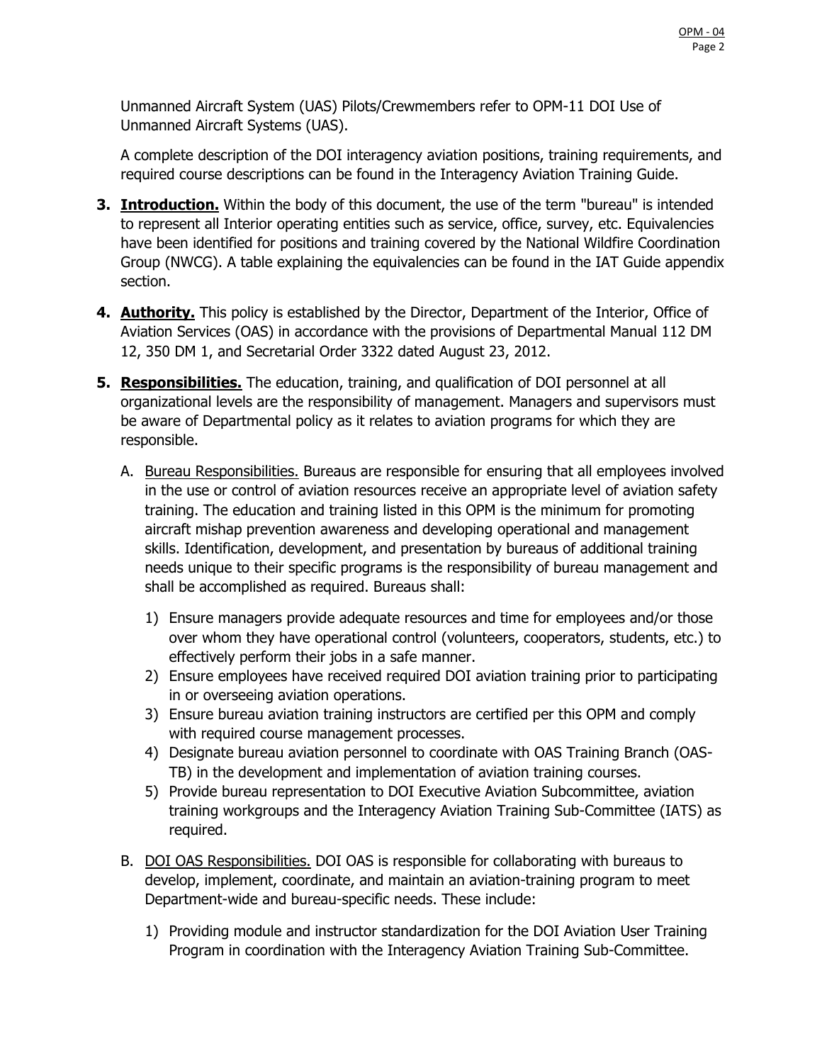Unmanned Aircraft System (UAS) Pilots/Crewmembers refer to OPM-11 DOI Use of Unmanned Aircraft Systems (UAS).

A complete description of the DOI interagency aviation positions, training requirements, and required course descriptions can be found in the Interagency Aviation Training Guide.

**3. Introduction.** Within the body of this document, the use of the term "bureau" is intended to represent all Interior operating entities such as service, office, survey, etc. Equivalencies have been identified for positions and training covered by the National Wildfire Coordination Group (NWCG). A table explaining the equivalencies can be found in the IAT Guide appendix section.

**4. Authority.** This policy is established by the Director, Department of the Interior, Office of Aviation Services (OAS) in accordance with the provisions of Departmental Manual 112 DM 12, 350 DM 1, and Secretarial Order 3322 dated August 23, 2012.

**5. Responsibilities.** The education, training, and qualification of DOI personnel at all organizational levels are the responsibility of management. Managers and supervisors must be aware of Departmental policy as it relates to aviation programs for which they are responsible.

A. Bureau Responsibilities. Bureaus are responsible for ensuring that all employees involved in the use or control of aviation resources receive an appropriate level of aviation safety training. The education and training listed in this OPM is the minimum for promoting aircraft mishap prevention awareness and developing operational and management skills. Identification, development, and presentation by bureaus of additional training needs unique to their specific programs is the responsibility of bureau management and shall be accomplished as required. Bureaus shall:

1) Ensure managers provide adequate resources and time for employees and/or those over whom they have operational control (volunteers, cooperators, students, etc.) to effectively perform their jobs in a safe manner.
2) Ensure employees have received required DOI aviation training prior to participating in or overseeing aviation operations.
3) Ensure bureau aviation training instructors are certified per this OPM and comply with required course management processes.
4) Designate bureau aviation personnel to coordinate with OAS Training Branch (OAS-TB) in the development and implementation of aviation training courses.
5) Provide bureau representation to DOI Executive Aviation Subcommittee, aviation training workgroups and the Interagency Aviation Training Sub-Committee (IATS) as required.

B. DOI OAS Responsibilities. DOI OAS is responsible for collaborating with bureaus to develop, implement, coordinate, and maintain an aviation-training program to meet Department-wide and bureau-specific needs. These include:

1) Providing module and instructor standardization for the DOI Aviation User Training Program in coordination with the Interagency Aviation Training Sub-Committee.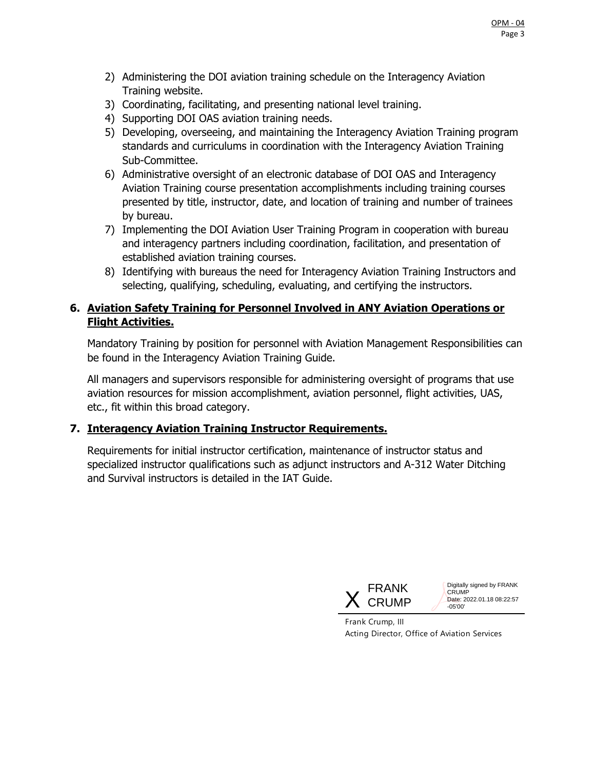2) Administering the DOI aviation training schedule on the Interagency Aviation Training website.
3) Coordinating, facilitating, and presenting national level training.
4) Supporting DOI OAS aviation training needs.
5) Developing, overseeing, and maintaining the Interagency Aviation Training program standards and curriculums in coordination with the Interagency Aviation Training Sub-Committee.
6) Administrative oversight of an electronic database of DOI OAS and Interagency Aviation Training course presentation accomplishments including training courses presented by title, instructor, date, and location of training and number of trainees by bureau.
7) Implementing the DOI Aviation User Training Program in cooperation with bureau and interagency partners including coordination, facilitation, and presentation of established aviation training courses.
8) Identifying with bureaus the need for Interagency Aviation Training Instructors and selecting, qualifying, scheduling, evaluating, and certifying the instructors.

## 6. Aviation Safety Training for Personnel Involved in ANY Aviation Operations or Flight Activities.

Mandatory Training by position for personnel with Aviation Management Responsibilities can be found in the Interagency Aviation Training Guide.

All managers and supervisors responsible for administering oversight of programs that use aviation resources for mission accomplishment, aviation personnel, flight activities, UAS, etc., fit within this broad category.

## 7. Interagency Aviation Training Instructor Requirements.

Requirements for initial instructor certification, maintenance of instructor status and specialized instructor qualifications such as adjunct instructors and A-312 Water Ditching and Survival instructors is detailed in the IAT Guide.

X FRANK CRUMP

Digitally signed by FRANK CRUMP
Date: 2022.01.18 08:22:57 -05'00'

Frank Crump, III
Acting Director, Office of Aviation Services